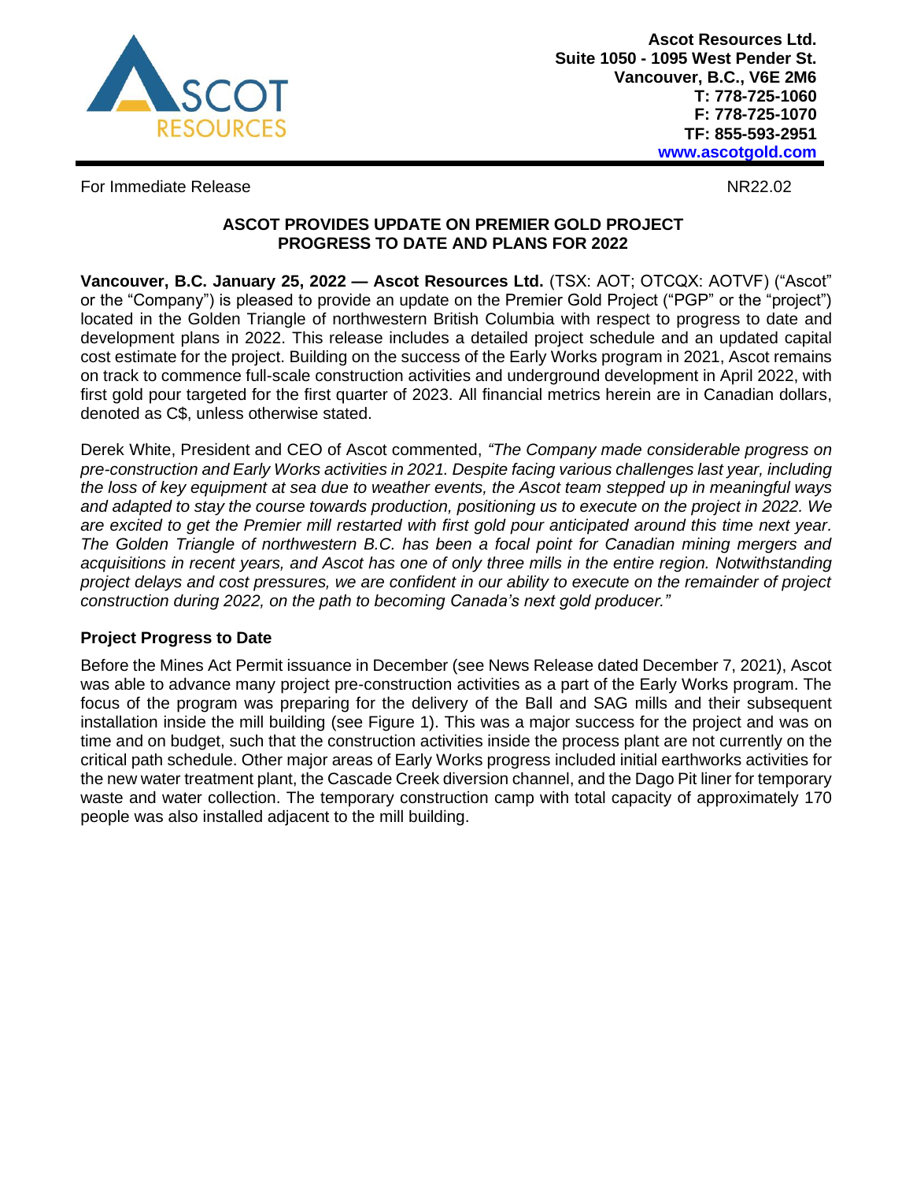Ascot Resources Ltd.
Suite 1050 - 1095 West Pender St.
Vancouver, B.C., V6E 2M6
T: 778-725-1060
F: 778-725-1070
TF: 855-593-2951
www.ascotgold.com

For Immediate Release NR22.02

# ASCOT PROVIDES UPDATE ON PREMIER GOLD PROJECT PROGRESS TO DATE AND PLANS FOR 2022

**Vancouver, B.C. January 25, 2022 — Ascot Resources Ltd.** (TSX: AOT; OTCQX: AOTVF) ("Ascot" or the "Company") is pleased to provide an update on the Premier Gold Project ("PGP" or the "project") located in the Golden Triangle of northwestern British Columbia with respect to progress to date and development plans in 2022. This release includes a detailed project schedule and an updated capital cost estimate for the project. Building on the success of the Early Works program in 2021, Ascot remains on track to commence full-scale construction activities and underground development in April 2022, with first gold pour targeted for the first quarter of 2023. All financial metrics herein are in Canadian dollars, denoted as C$, unless otherwise stated.

Derek White, President and CEO of Ascot commented, *"The Company made considerable progress on pre-construction and Early Works activities in 2021. Despite facing various challenges last year, including the loss of key equipment at sea due to weather events, the Ascot team stepped up in meaningful ways and adapted to stay the course towards production, positioning us to execute on the project in 2022. We are excited to get the Premier mill restarted with first gold pour anticipated around this time next year. The Golden Triangle of northwestern B.C. has been a focal point for Canadian mining mergers and acquisitions in recent years, and Ascot has one of only three mills in the entire region. Notwithstanding project delays and cost pressures, we are confident in our ability to execute on the remainder of project construction during 2022, on the path to becoming Canada's next gold producer."*

## Project Progress to Date

Before the Mines Act Permit issuance in December (see News Release dated December 7, 2021), Ascot was able to advance many project pre-construction activities as a part of the Early Works program. The focus of the program was preparing for the delivery of the Ball and SAG mills and their subsequent installation inside the mill building (see Figure 1). This was a major success for the project and was on time and on budget, such that the construction activities inside the process plant are not currently on the critical path schedule. Other major areas of Early Works progress included initial earthworks activities for the new water treatment plant, the Cascade Creek diversion channel, and the Dago Pit liner for temporary waste and water collection. The temporary construction camp with total capacity of approximately 170 people was also installed adjacent to the mill building.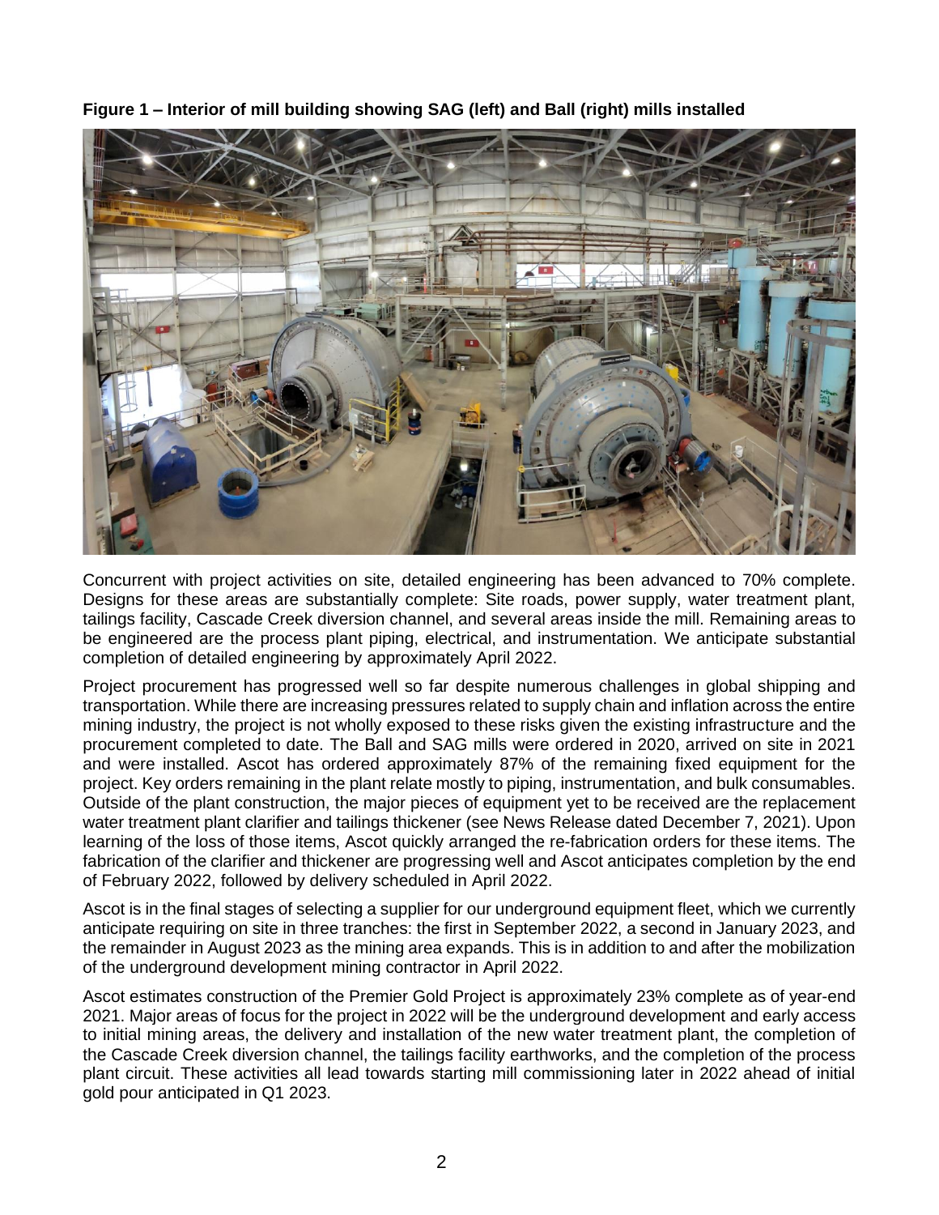**Figure 1 – Interior of mill building showing SAG (left) and Ball (right) mills installed**

Concurrent with project activities on site, detailed engineering has been advanced to 70% complete. Designs for these areas are substantially complete: Site roads, power supply, water treatment plant, tailings facility, Cascade Creek diversion channel, and several areas inside the mill. Remaining areas to be engineered are the process plant piping, electrical, and instrumentation. We anticipate substantial completion of detailed engineering by approximately April 2022.

Project procurement has progressed well so far despite numerous challenges in global shipping and transportation. While there are increasing pressures related to supply chain and inflation across the entire mining industry, the project is not wholly exposed to these risks given the existing infrastructure and the procurement completed to date. The Ball and SAG mills were ordered in 2020, arrived on site in 2021 and were installed. Ascot has ordered approximately 87% of the remaining fixed equipment for the project. Key orders remaining in the plant relate mostly to piping, instrumentation, and bulk consumables. Outside of the plant construction, the major pieces of equipment yet to be received are the replacement water treatment plant clarifier and tailings thickener (see News Release dated December 7, 2021). Upon learning of the loss of those items, Ascot quickly arranged the re-fabrication orders for these items. The fabrication of the clarifier and thickener are progressing well and Ascot anticipates completion by the end of February 2022, followed by delivery scheduled in April 2022.

Ascot is in the final stages of selecting a supplier for our underground equipment fleet, which we currently anticipate requiring on site in three tranches: the first in September 2022, a second in January 2023, and the remainder in August 2023 as the mining area expands. This is in addition to and after the mobilization of the underground development mining contractor in April 2022.

Ascot estimates construction of the Premier Gold Project is approximately 23% complete as of year-end 2021. Major areas of focus for the project in 2022 will be the underground development and early access to initial mining areas, the delivery and installation of the new water treatment plant, the completion of the Cascade Creek diversion channel, the tailings facility earthworks, and the completion of the process plant circuit. These activities all lead towards starting mill commissioning later in 2022 ahead of initial gold pour anticipated in Q1 2023.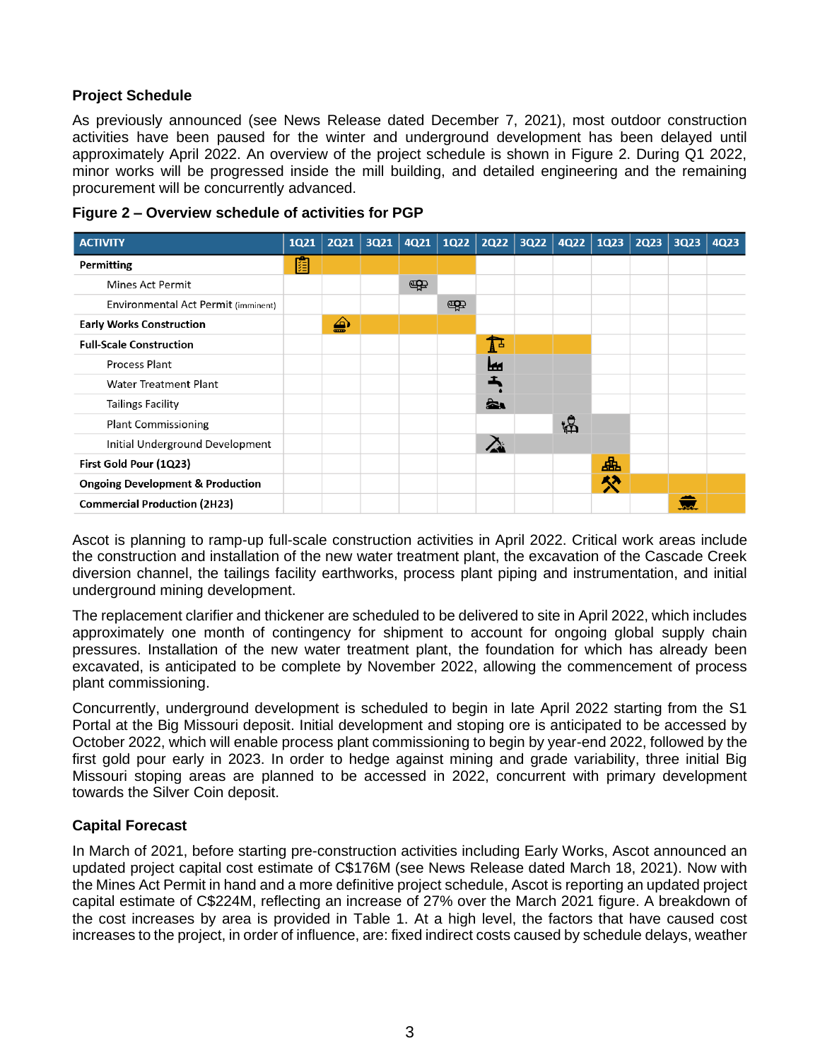### Project Schedule

As previously announced (see News Release dated December 7, 2021), most outdoor construction activities have been paused for the winter and underground development has been delayed until approximately April 2022. An overview of the project schedule is shown in Figure 2. During Q1 2022, minor works will be progressed inside the mill building, and detailed engineering and the remaining procurement will be concurrently advanced.

**Figure 2 – Overview schedule of activities for PGP**

| ACTIVITY | 1Q21 | 2Q21 | 3Q21 | 4Q21 | 1Q22 | 2Q22 | 3Q22 | 4Q22 | 1Q23 | 2Q23 | 3Q23 | 4Q23 |
|---|---|---|---|---|---|---|---|---|---|---|---|---|
| **Permitting** | X | X | X | X | X | | | | | | | |
| Mines Act Permit | | | | X | | | | | | | | |
| Environmental Act Permit (imminent) | | | | | X | | | | | | | |
| **Early Works Construction** | | X | X | X | X | | | | | | | |
| **Full-Scale Construction** | | | | | | X | X | X | | | | |
| Process Plant | | | | | | X | X | X | | | | |
| Water Treatment Plant | | | | | | X | X | X | | | | |
| Tailings Facility | | | | | | X | X | X | | | | |
| Plant Commissioning | | | | | | | | X | X | | | |
| Initial Underground Development | | | | | | X | X | X | | | | |
| **First Gold Pour (1Q23)** | | | | | | | | | X | | | |
| **Ongoing Development & Production** | | | | | | | | | X | X | X | X |
| **Commercial Production (2H23)** | | | | | | | | | | | X | X |

Ascot is planning to ramp-up full-scale construction activities in April 2022. Critical work areas include the construction and installation of the new water treatment plant, the excavation of the Cascade Creek diversion channel, the tailings facility earthworks, process plant piping and instrumentation, and initial underground mining development.

The replacement clarifier and thickener are scheduled to be delivered to site in April 2022, which includes approximately one month of contingency for shipment to account for ongoing global supply chain pressures. Installation of the new water treatment plant, the foundation for which has already been excavated, is anticipated to be complete by November 2022, allowing the commencement of process plant commissioning.

Concurrently, underground development is scheduled to begin in late April 2022 starting from the S1 Portal at the Big Missouri deposit. Initial development and stoping ore is anticipated to be accessed by October 2022, which will enable process plant commissioning to begin by year-end 2022, followed by the first gold pour early in 2023. In order to hedge against mining and grade variability, three initial Big Missouri stoping areas are planned to be accessed in 2022, concurrent with primary development towards the Silver Coin deposit.

### Capital Forecast

In March of 2021, before starting pre-construction activities including Early Works, Ascot announced an updated project capital cost estimate of C$176M (see News Release dated March 18, 2021). Now with the Mines Act Permit in hand and a more definitive project schedule, Ascot is reporting an updated project capital estimate of C$224M, reflecting an increase of 27% over the March 2021 figure. A breakdown of the cost increases by area is provided in Table 1. At a high level, the factors that have caused cost increases to the project, in order of influence, are: fixed indirect costs caused by schedule delays, weather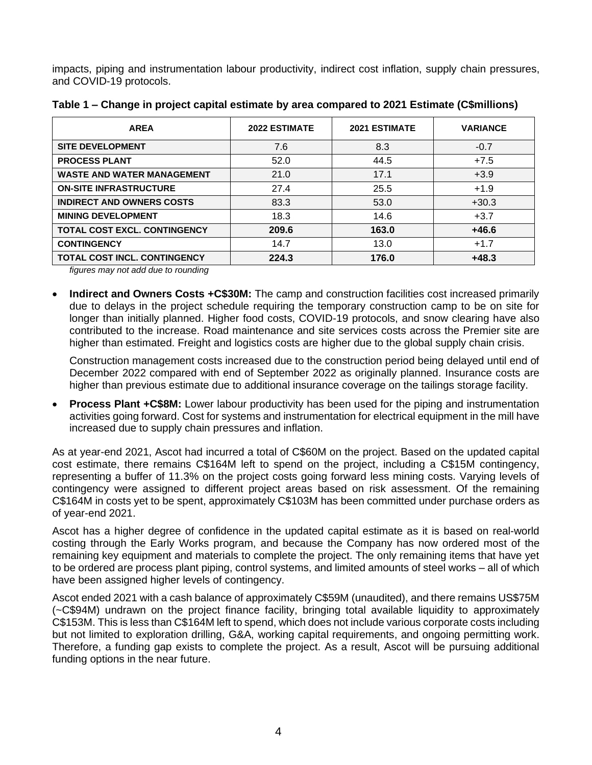impacts, piping and instrumentation labour productivity, indirect cost inflation, supply chain pressures, and COVID-19 protocols.

**Table 1 – Change in project capital estimate by area compared to 2021 Estimate (C$millions)**

| AREA | 2022 ESTIMATE | 2021 ESTIMATE | VARIANCE |
|---|---|---|---|
| **SITE DEVELOPMENT** | 7.6 | 8.3 | -0.7 |
| **PROCESS PLANT** | 52.0 | 44.5 | +7.5 |
| **WASTE AND WATER MANAGEMENT** | 21.0 | 17.1 | +3.9 |
| **ON-SITE INFRASTRUCTURE** | 27.4 | 25.5 | +1.9 |
| **INDIRECT AND OWNERS COSTS** | 83.3 | 53.0 | +30.3 |
| **MINING DEVELOPMENT** | 18.3 | 14.6 | +3.7 |
| **TOTAL COST EXCL. CONTINGENCY** | **209.6** | **163.0** | **+46.6** |
| **CONTINGENCY** | 14.7 | 13.0 | +1.7 |
| **TOTAL COST INCL. CONTINGENCY** | **224.3** | **176.0** | **+48.3** |

*figures may not add due to rounding*

- **Indirect and Owners Costs +C$30M:** The camp and construction facilities cost increased primarily due to delays in the project schedule requiring the temporary construction camp to be on site for longer than initially planned. Higher food costs, COVID-19 protocols, and snow clearing have also contributed to the increase. Road maintenance and site services costs across the Premier site are higher than estimated. Freight and logistics costs are higher due to the global supply chain crisis.

  Construction management costs increased due to the construction period being delayed until end of December 2022 compared with end of September 2022 as originally planned. Insurance costs are higher than previous estimate due to additional insurance coverage on the tailings storage facility.

- **Process Plant +C$8M:** Lower labour productivity has been used for the piping and instrumentation activities going forward. Cost for systems and instrumentation for electrical equipment in the mill have increased due to supply chain pressures and inflation.

As at year-end 2021, Ascot had incurred a total of C$60M on the project. Based on the updated capital cost estimate, there remains C$164M left to spend on the project, including a C$15M contingency, representing a buffer of 11.3% on the project costs going forward less mining costs. Varying levels of contingency were assigned to different project areas based on risk assessment. Of the remaining C$164M in costs yet to be spent, approximately C$103M has been committed under purchase orders as of year-end 2021.

Ascot has a higher degree of confidence in the updated capital estimate as it is based on real-world costing through the Early Works program, and because the Company has now ordered most of the remaining key equipment and materials to complete the project. The only remaining items that have yet to be ordered are process plant piping, control systems, and limited amounts of steel works – all of which have been assigned higher levels of contingency.

Ascot ended 2021 with a cash balance of approximately C$59M (unaudited), and there remains US$75M (~C$94M) undrawn on the project finance facility, bringing total available liquidity to approximately C$153M. This is less than C$164M left to spend, which does not include various corporate costs including but not limited to exploration drilling, G&A, working capital requirements, and ongoing permitting work. Therefore, a funding gap exists to complete the project. As a result, Ascot will be pursuing additional funding options in the near future.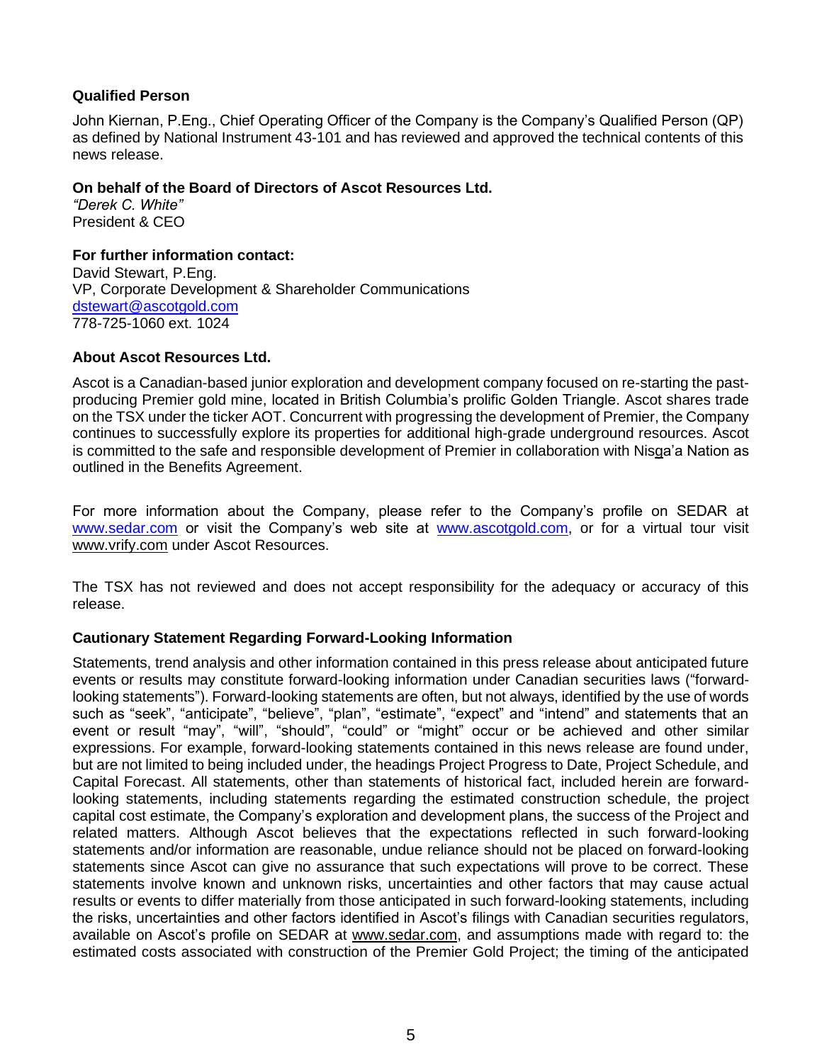**Qualified Person**

John Kiernan, P.Eng., Chief Operating Officer of the Company is the Company's Qualified Person (QP) as defined by National Instrument 43-101 and has reviewed and approved the technical contents of this news release.

**On behalf of the Board of Directors of Ascot Resources Ltd.**
*"Derek C. White"*
President & CEO

**For further information contact:**
David Stewart, P.Eng.
VP, Corporate Development & Shareholder Communications
dstewart@ascotgold.com
778-725-1060 ext. 1024

**About Ascot Resources Ltd.**

Ascot is a Canadian-based junior exploration and development company focused on re-starting the past-producing Premier gold mine, located in British Columbia's prolific Golden Triangle. Ascot shares trade on the TSX under the ticker AOT. Concurrent with progressing the development of Premier, the Company continues to successfully explore its properties for additional high-grade underground resources. Ascot is committed to the safe and responsible development of Premier in collaboration with Nisga'a Nation as outlined in the Benefits Agreement.

For more information about the Company, please refer to the Company's profile on SEDAR at www.sedar.com or visit the Company's web site at www.ascotgold.com, or for a virtual tour visit www.vrify.com under Ascot Resources.

The TSX has not reviewed and does not accept responsibility for the adequacy or accuracy of this release.

**Cautionary Statement Regarding Forward-Looking Information**

Statements, trend analysis and other information contained in this press release about anticipated future events or results may constitute forward-looking information under Canadian securities laws ("forward-looking statements"). Forward-looking statements are often, but not always, identified by the use of words such as "seek", "anticipate", "believe", "plan", "estimate", "expect" and "intend" and statements that an event or result "may", "will", "should", "could" or "might" occur or be achieved and other similar expressions. For example, forward-looking statements contained in this news release are found under, but are not limited to being included under, the headings Project Progress to Date, Project Schedule, and Capital Forecast. All statements, other than statements of historical fact, included herein are forward-looking statements, including statements regarding the estimated construction schedule, the project capital cost estimate, the Company's exploration and development plans, the success of the Project and related matters. Although Ascot believes that the expectations reflected in such forward-looking statements and/or information are reasonable, undue reliance should not be placed on forward-looking statements since Ascot can give no assurance that such expectations will prove to be correct. These statements involve known and unknown risks, uncertainties and other factors that may cause actual results or events to differ materially from those anticipated in such forward-looking statements, including the risks, uncertainties and other factors identified in Ascot's filings with Canadian securities regulators, available on Ascot's profile on SEDAR at www.sedar.com, and assumptions made with regard to: the estimated costs associated with construction of the Premier Gold Project; the timing of the anticipated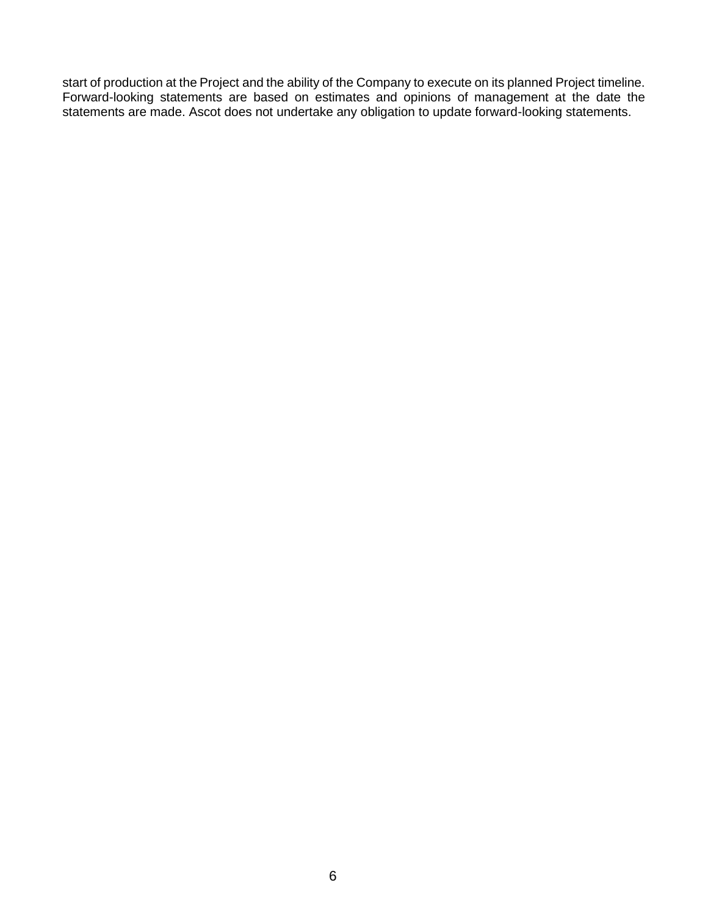start of production at the Project and the ability of the Company to execute on its planned Project timeline. Forward-looking statements are based on estimates and opinions of management at the date the statements are made. Ascot does not undertake any obligation to update forward-looking statements.